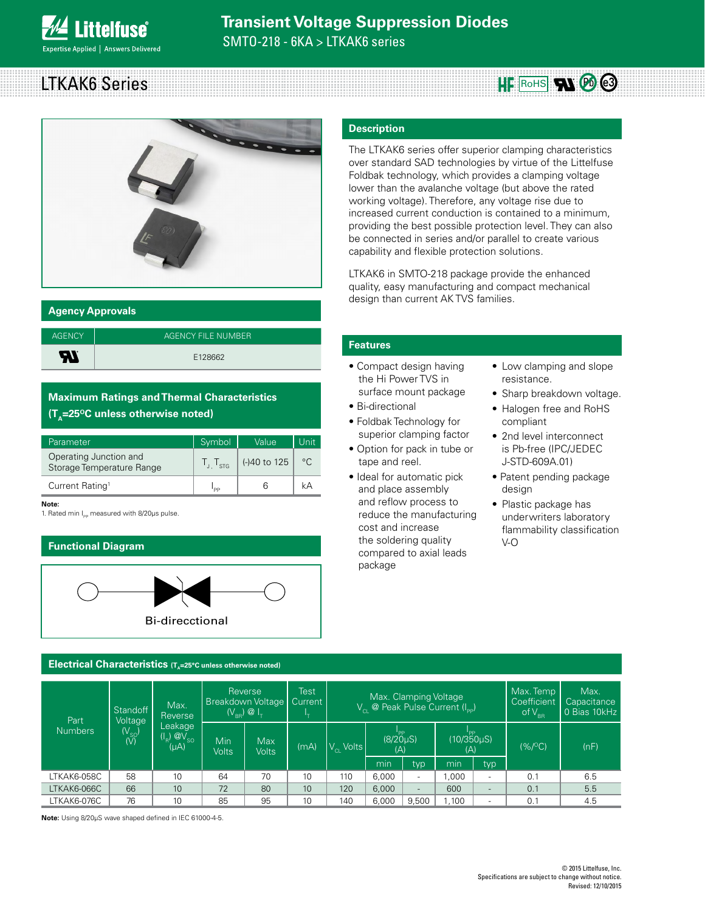# Transient Voltage Suppression Diodes

SMTO-218 - 6KA > LTKAK6 series

## LTKAK6 Series

### Description

The LTKAK6 series offer superior clamping characteristics over standard SAD technologies by virtue of the Littelfuse Foldbak technology, which provides a clamping voltage lower than the avalanche voltage (but above the rated working voltage). Therefore, any voltage rise due to increased current conduction is contained to a minimum, providing the best possible protection level. They can also be connected in series and/or parallel to create various capability and flexible protection solutions.

LTKAK6 in SMTO-218 package provide the enhanced quality, easy manufacturing and compact mechanical design than current AK TVS families.

### Agency Approvals

| AGENCY | AGENCY FILE NUMBER |
|---|---|
| UL | E128662 |

### Features

- Compact design having the Hi Power TVS in surface mount package
- Bi-directional
- Foldbak Technology for superior clamping factor
- Option for pack in tube or tape and reel.
- Ideal for automatic pick and place assembly and reflow process to reduce the manufacturing cost and increase the soldering quality compared to axial leads package
- Low clamping and slope resistance.
- Sharp breakdown voltage.
- Halogen free and RoHS compliant
- 2nd level interconnect is Pb-free (IPC/JEDEC J-STD-609A.01)
- Patent pending package design
- Plastic package has underwriters laboratory flammability classification V-O

### Maximum Ratings and Thermal Characteristics ($T_A$=25°C unless otherwise noted)

| Parameter | Symbol | Value | Unit |
|---|---|---|---|
| Operating Junction and Storage Temperature Range | $T_J$, $T_{STG}$ | (-)40 to 125 | °C |
| Current Rating[1] | $I_{PP}$ | 6 | kA |

**Note:**
1. Rated min $I_{PP}$ measured with 8/20µs pulse.

### Functional Diagram

Bi-direcctional

### Electrical Characteristics ($T_A$=25°C unless otherwise noted)

| Part Numbers | Standoff Voltage ($V_{SO}$) (V) | Max. Reverse Leakage ($I_R$) @$V_{SO}$ (µA) | Reverse Breakdown Voltage ($V_{BR}$) @ $I_T$ | | Test Current $I_T$ | Max. Clamping Voltage $V_{CL}$ @ Peak Pulse Current ($I_{PP}$) | | | | | Max. Temp Coefficient of $V_{BR}$ | Max. Capacitance 0 Bias 10kHz |
|---|---|---|---|---|---|---|---|---|---|---|---|---|
| | | | Min Volts | Max Volts | (mA) | $V_{CL}$ Volts | $I_{PP}$ (8/20µS) (A) | | $I_{PP}$ (10/350µS) (A) | | (%/°C) | (nF) |
| | | | | | | | min | typ | min | typ | | |
| LTKAK6-058C | 58 | 10 | 64 | 70 | 10 | 110 | 6,000 | - | 1,000 | - | 0.1 | 6.5 |
| LTKAK6-066C | 66 | 10 | 72 | 80 | 10 | 120 | 6,000 | - | 600 | - | 0.1 | 5.5 |
| LTKAK6-076C | 76 | 10 | 85 | 95 | 10 | 140 | 6,000 | 9,500 | 1,100 | - | 0.1 | 4.5 |

**Note:** Using 8/20µS wave shaped defined in IEC 61000-4-5.

© 2015 Littelfuse, Inc.
Specifications are subject to change without notice.
Revised: 12/10/2015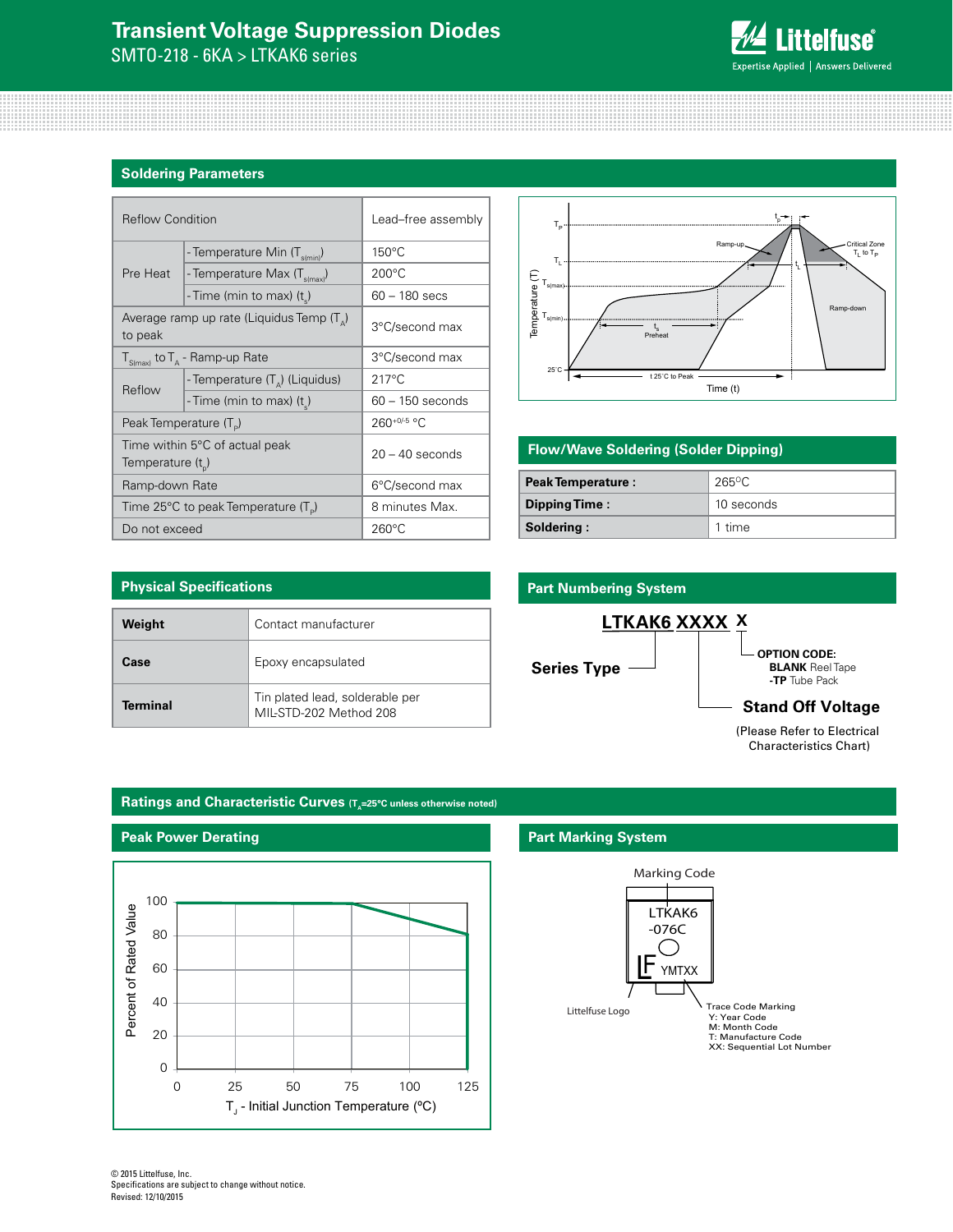## Soldering Parameters

| Reflow Condition | | Lead–free assembly |
|---|---|---|
| Pre Heat | - Temperature Min ($T_{s(min)}$) | 150°C |
| | - Temperature Max ($T_{s(max)}$) | 200°C |
| | - Time (min to max) ($t_s$) | 60 – 180 secs |
| Average ramp up rate (Liquidus Temp ($T_A$) to peak | | 3°C/second max |
| $T_{S(max)}$ to $T_A$ - Ramp-up Rate | | 3°C/second max |
| Reflow | - Temperature ($T_A$) (Liquidus) | 217°C |
| | - Time (min to max) ($t_s$) | 60 – 150 seconds |
| Peak Temperature ($T_P$) | | $260^{+0/-5}$ °C |
| Time within 5°C of actual peak Temperature ($t_p$) | | 20 – 40 seconds |
| Ramp-down Rate | | 6°C/second max |
| Time 25°C to peak Temperature ($T_P$) | | 8 minutes Max. |
| Do not exceed | | 260°C |

## Flow/Wave Soldering (Solder Dipping)

| | |
|---|---|
| **Peak Temperature :** | 265°C |
| **Dipping Time :** | 10 seconds |
| **Soldering :** | 1 time |

## Physical Specifications

| | |
|---|---|
| **Weight** | Contact manufacturer |
| **Case** | Epoxy encapsulated |
| **Terminal** | Tin plated lead, solderable per MIL-STD-202 Method 208 |

## Part Numbering System

**LTKAK6 XXXX X**

- **Series Type**: LTKAK6
- **Stand Off Voltage**: XXXX (Please Refer to Electrical Characteristics Chart)
- **OPTION CODE**: X
  - **BLANK** Reel Tape
  - **-TP** Tube Pack

## Ratings and Characteristic Curves ($T_A$=25°C unless otherwise noted)

### Peak Power Derating

## Part Marking System

Marking Code: LTKAK6 -076C

Littelfuse Logo

Trace Code Marking: YMTXX
- Y: Year Code
- M: Month Code
- T: Manufacture Code
- XX: Sequential Lot Number

© 2015 Littelfuse, Inc.
Specifications are subject to change without notice.
Revised: 12/10/2015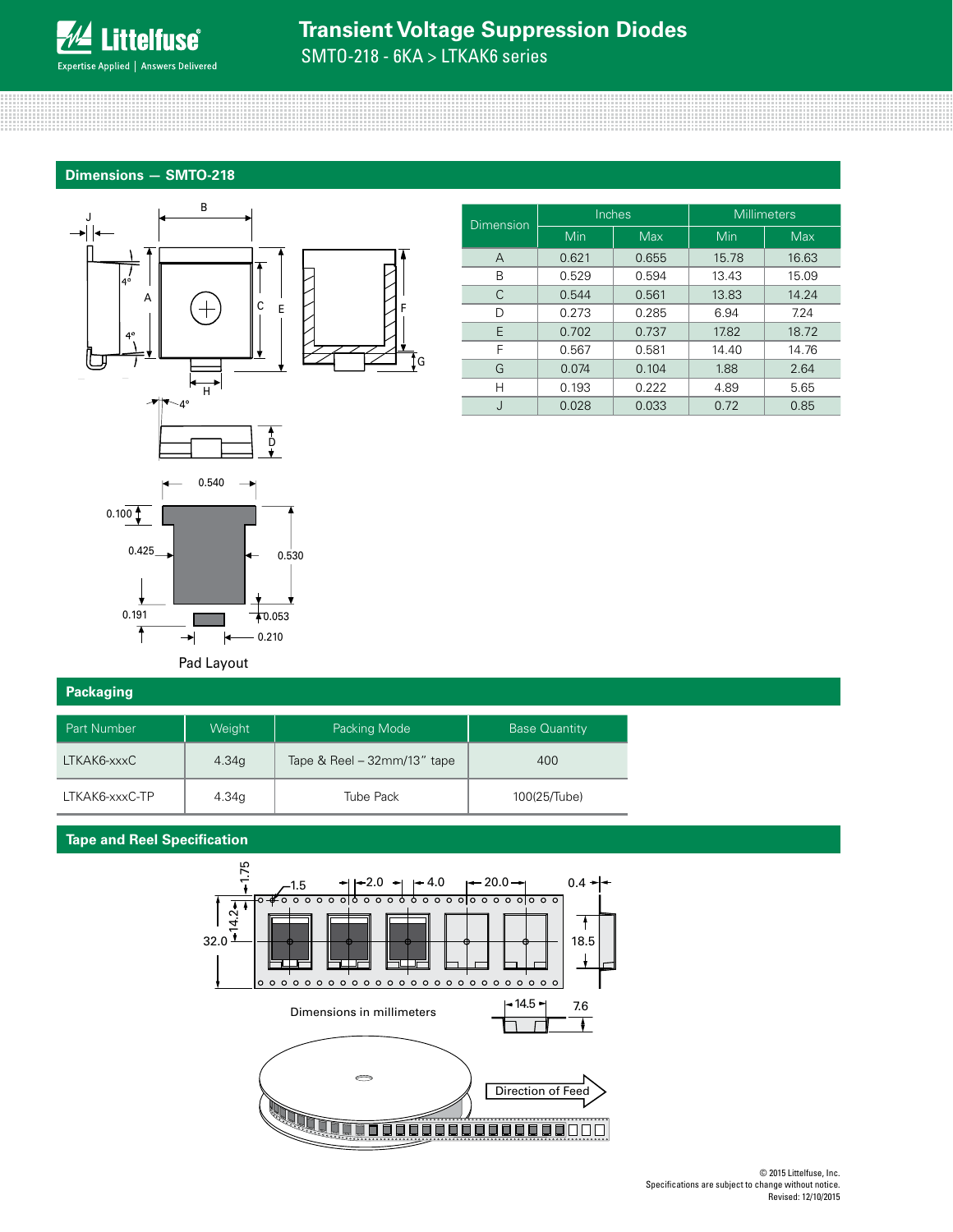## Dimensions — SMTO-218

J

B

A

C

E

F

G

H

4°

D

0.540

0.100

0.425

0.530

0.191

0.053

0.210

Pad Layout

| Dimension | Inches | | Millimeters | |
|---|---|---|---|---|
| | Min | Max | Min | Max |
| A | 0.621 | 0.655 | 15.78 | 16.63 |
| B | 0.529 | 0.594 | 13.43 | 15.09 |
| C | 0.544 | 0.561 | 13.83 | 14.24 |
| D | 0.273 | 0.285 | 6.94 | 7.24 |
| E | 0.702 | 0.737 | 17.82 | 18.72 |
| F | 0.567 | 0.581 | 14.40 | 14.76 |
| G | 0.074 | 0.104 | 1.88 | 2.64 |
| H | 0.193 | 0.222 | 4.89 | 5.65 |
| J | 0.028 | 0.033 | 0.72 | 0.85 |

## Packaging

| Part Number | Weight | Packing Mode | Base Quantity |
|---|---|---|---|
| LTKAK6-xxxC | 4.34g | Tape & Reel – 32mm/13" tape | 400 |
| LTKAK6-xxxC-TP | 4.34g | Tube Pack | 100(25/Tube) |

## Tape and Reel Specification

1.75

1.5

2.0

4.0

20.0

0.4

14.2

32.0

18.5

14.5

7.6

Dimensions in millimeters

Direction of Feed

© 2015 Littelfuse, Inc.
Specifications are subject to change without notice.
Revised: 12/10/2015